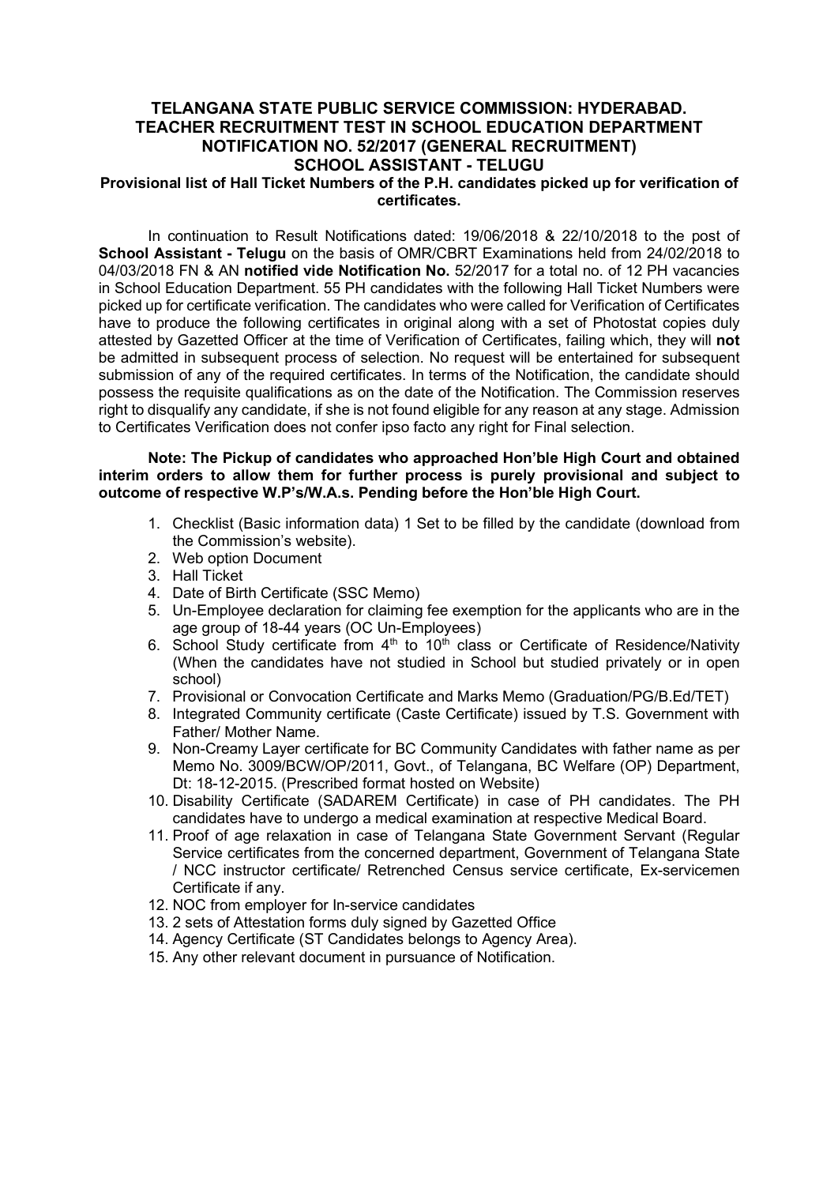# TELANGANA STATE PUBLIC SERVICE COMMISSION: HYDERABAD.
## TEACHER RECRUITMENT TEST IN SCHOOL EDUCATION DEPARTMENT
## NOTIFICATION NO. 52/2017 (GENERAL RECRUITMENT)
## SCHOOL ASSISTANT - TELUGU

**Provisional list of Hall Ticket Numbers of the P.H. candidates picked up for verification of certificates.**

In continuation to Result Notifications dated: 19/06/2018 & 22/10/2018 to the post of **School Assistant - Telugu** on the basis of OMR/CBRT Examinations held from 24/02/2018 to 04/03/2018 FN & AN **notified vide Notification No.** 52/2017 for a total no. of 12 PH vacancies in School Education Department. 55 PH candidates with the following Hall Ticket Numbers were picked up for certificate verification. The candidates who were called for Verification of Certificates have to produce the following certificates in original along with a set of Photostat copies duly attested by Gazetted Officer at the time of Verification of Certificates, failing which, they will **not** be admitted in subsequent process of selection. No request will be entertained for subsequent submission of any of the required certificates. In terms of the Notification, the candidate should possess the requisite qualifications as on the date of the Notification. The Commission reserves right to disqualify any candidate, if she is not found eligible for any reason at any stage. Admission to Certificates Verification does not confer ipso facto any right for Final selection.

**Note: The Pickup of candidates who approached Hon'ble High Court and obtained interim orders to allow them for further process is purely provisional and subject to outcome of respective W.P's/W.A.s. Pending before the Hon'ble High Court.**

1. Checklist (Basic information data) 1 Set to be filled by the candidate (download from the Commission's website).
2. Web option Document
3. Hall Ticket
4. Date of Birth Certificate (SSC Memo)
5. Un-Employee declaration for claiming fee exemption for the applicants who are in the age group of 18-44 years (OC Un-Employees)
6. School Study certificate from 4th to 10th class or Certificate of Residence/Nativity (When the candidates have not studied in School but studied privately or in open school)
7. Provisional or Convocation Certificate and Marks Memo (Graduation/PG/B.Ed/TET)
8. Integrated Community certificate (Caste Certificate) issued by T.S. Government with Father/ Mother Name.
9. Non-Creamy Layer certificate for BC Community Candidates with father name as per Memo No. 3009/BCW/OP/2011, Govt., of Telangana, BC Welfare (OP) Department, Dt: 18-12-2015. (Prescribed format hosted on Website)
10. Disability Certificate (SADAREM Certificate) in case of PH candidates. The PH candidates have to undergo a medical examination at respective Medical Board.
11. Proof of age relaxation in case of Telangana State Government Servant (Regular Service certificates from the concerned department, Government of Telangana State / NCC instructor certificate/ Retrenched Census service certificate, Ex-servicemen Certificate if any.
12. NOC from employer for In-service candidates
13. 2 sets of Attestation forms duly signed by Gazetted Office
14. Agency Certificate (ST Candidates belongs to Agency Area).
15. Any other relevant document in pursuance of Notification.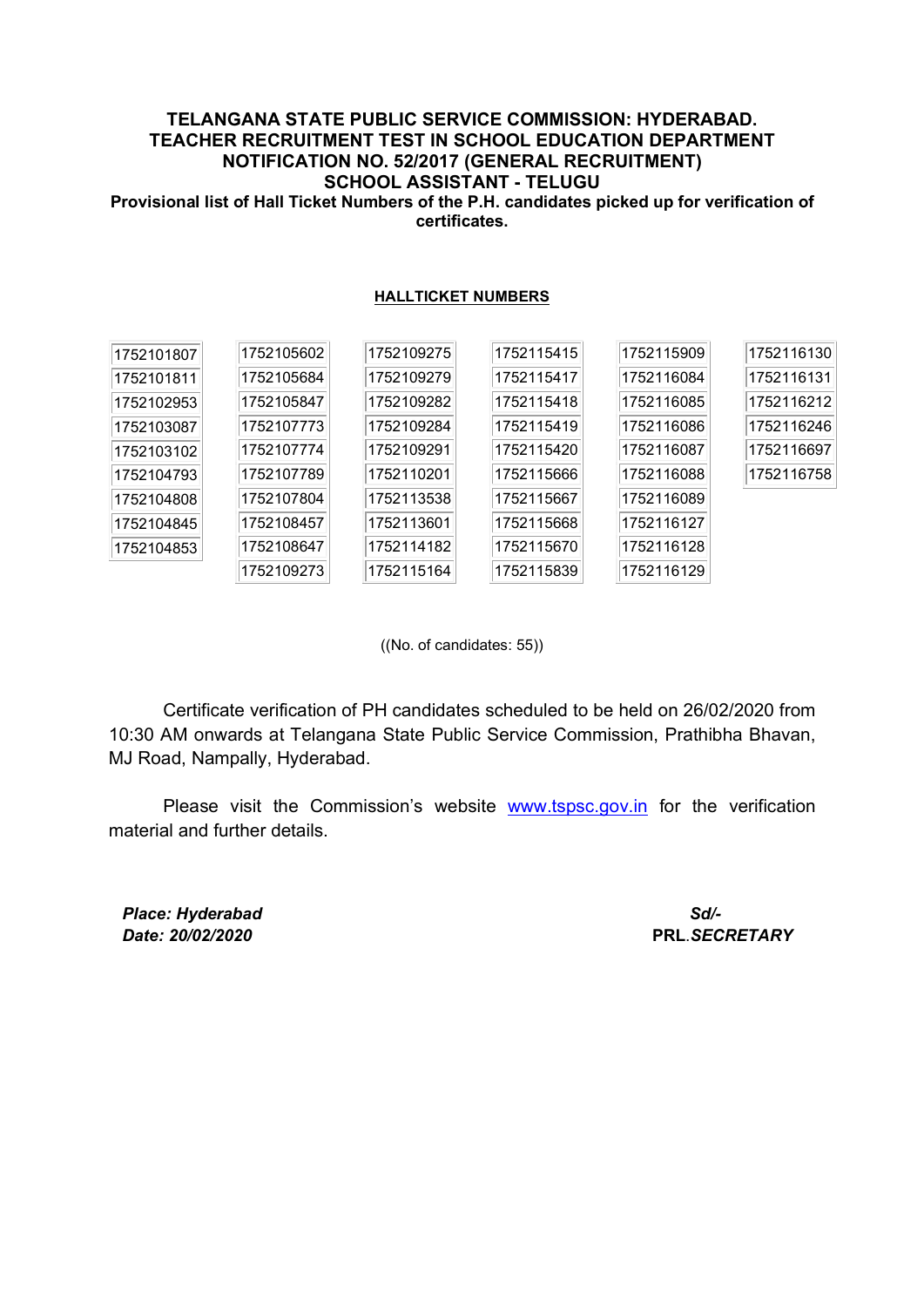**TELANGANA STATE PUBLIC SERVICE COMMISSION: HYDERABAD.**
**TEACHER RECRUITMENT TEST IN SCHOOL EDUCATION DEPARTMENT**
**NOTIFICATION NO. 52/2017 (GENERAL RECRUITMENT)**
**SCHOOL ASSISTANT - TELUGU**
**Provisional list of Hall Ticket Numbers of the P.H. candidates picked up for verification of certificates.**

**HALLTICKET NUMBERS**

| | | | | | |
|---|---|---|---|---|---|
| 1752101807 | 1752105602 | 1752109275 | 1752115415 | 1752115909 | 1752116130 |
| 1752101811 | 1752105684 | 1752109279 | 1752115417 | 1752116084 | 1752116131 |
| 1752102953 | 1752105847 | 1752109282 | 1752115418 | 1752116085 | 1752116212 |
| 1752103087 | 1752107773 | 1752109284 | 1752115419 | 1752116086 | 1752116246 |
| 1752103102 | 1752107774 | 1752109291 | 1752115420 | 1752116087 | 1752116697 |
| 1752104793 | 1752107789 | 1752110201 | 1752115666 | 1752116088 | 1752116758 |
| 1752104808 | 1752107804 | 1752113538 | 1752115667 | 1752116089 | |
| 1752104845 | 1752108457 | 1752113601 | 1752115668 | 1752116127 | |
| 1752104853 | 1752108647 | 1752114182 | 1752115670 | 1752116128 | |
| | 1752109273 | 1752115164 | 1752115839 | 1752116129 | |

((No. of candidates: 55))

Certificate verification of PH candidates scheduled to be held on 26/02/2020 from 10:30 AM onwards at Telangana State Public Service Commission, Prathibha Bhavan, MJ Road, Nampally, Hyderabad.

Please visit the Commission's website www.tspsc.gov.in for the verification material and further details.

***Place: Hyderabad***
***Date: 20/02/2020***

***Sd/-***
**PRL.*SECRETARY***